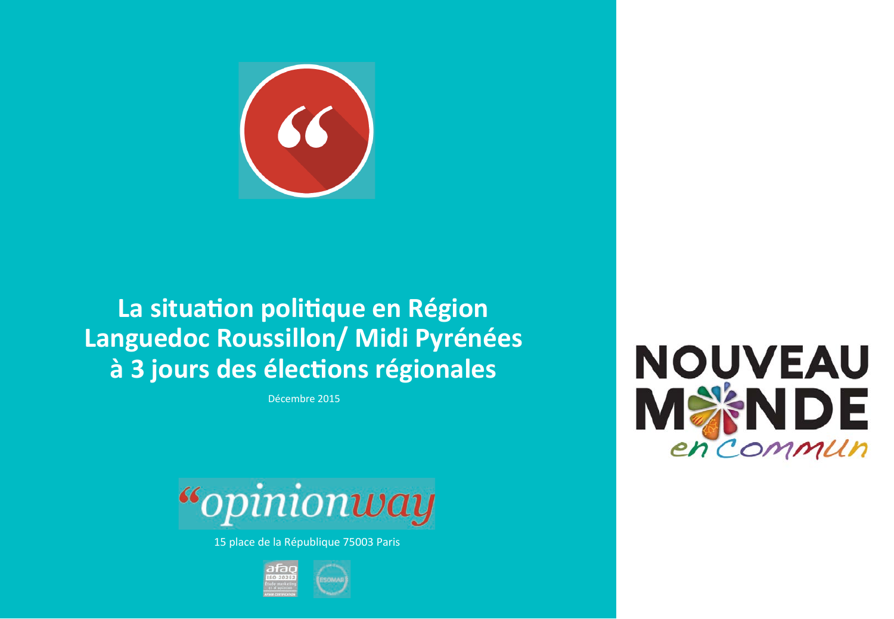# La situation politique en Région Languedoc Roussillon/ Midi Pyrénées à 3 jours des élections régionales

Décembre 2015

15 place de la République 75003 Paris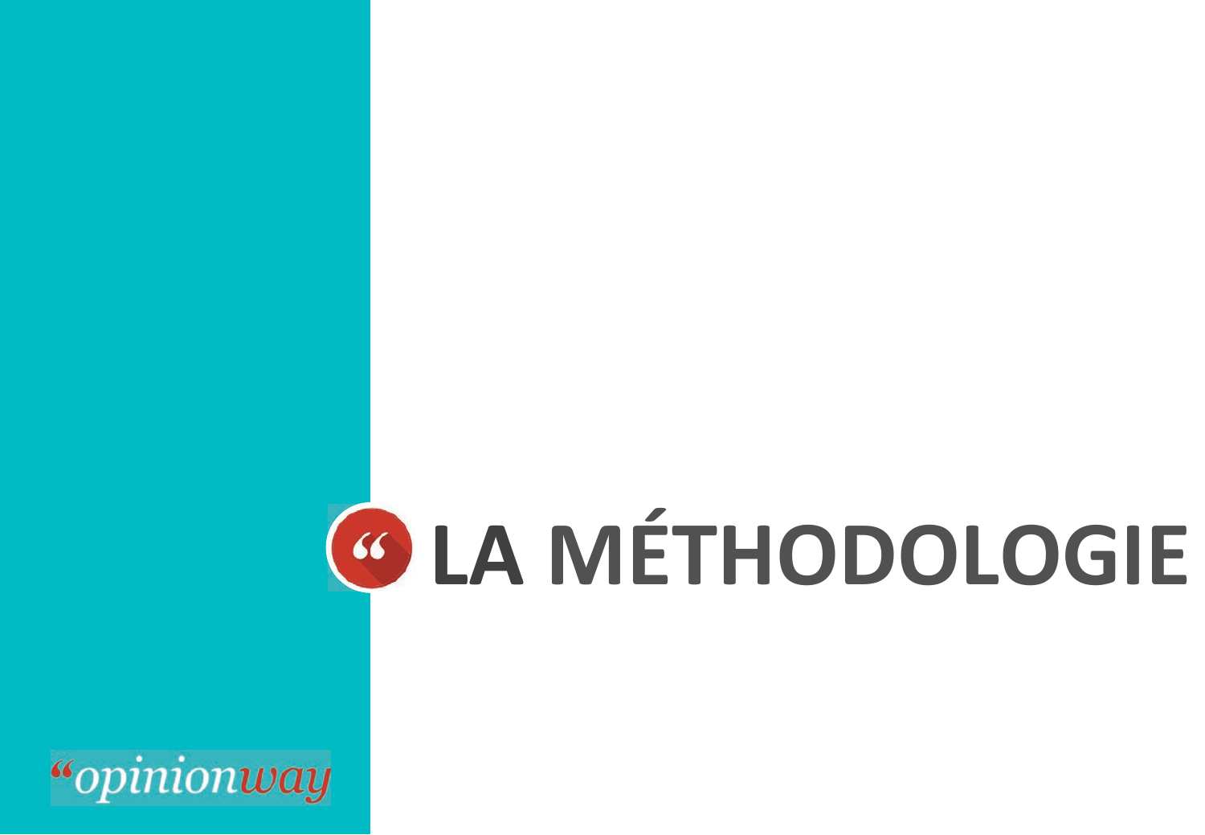# LA MÉTHODOLOGIE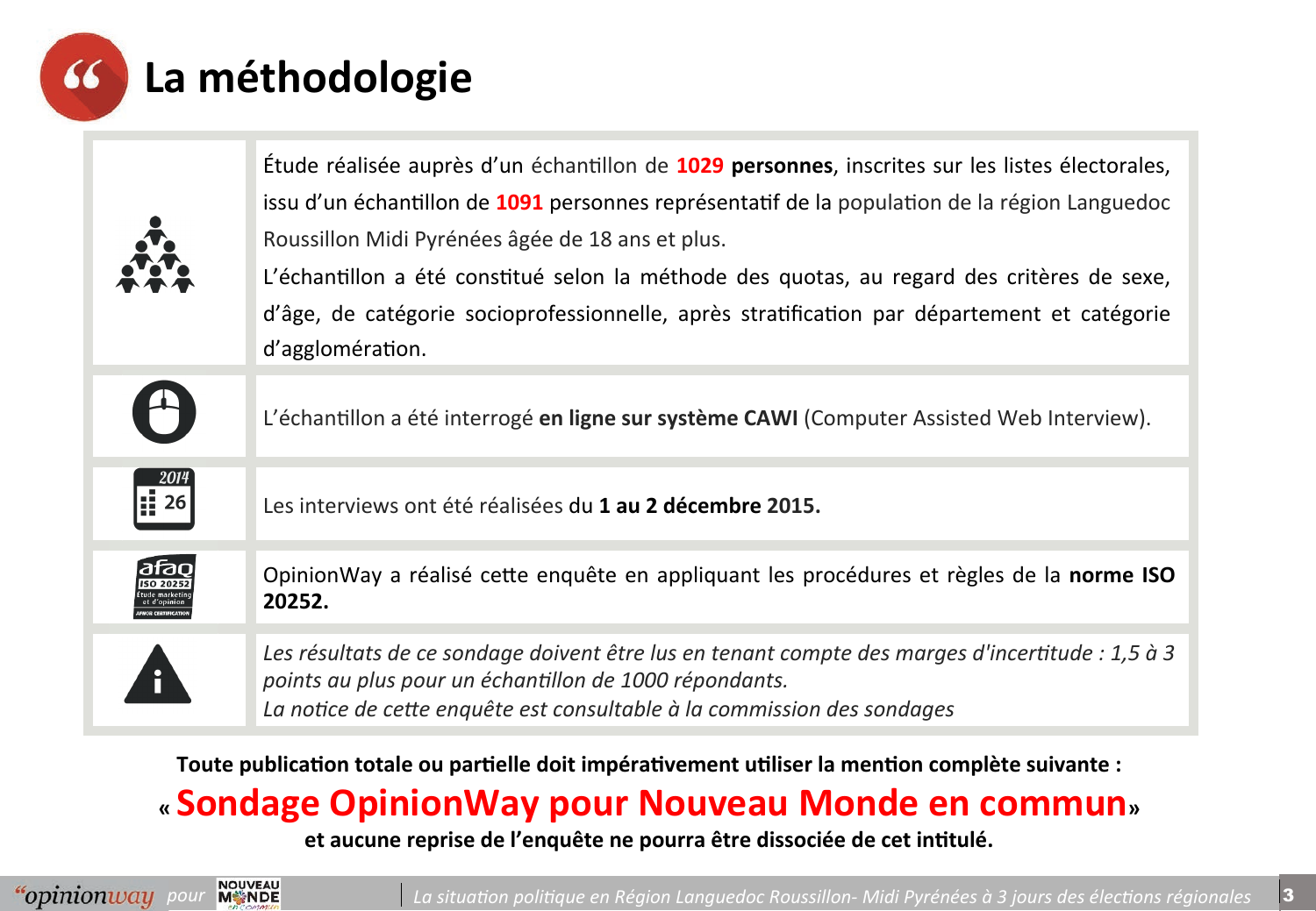# La méthodologie

Étude réalisée auprès d'un échantillon de **1029 personnes**, inscrites sur les listes électorales, issu d'un échantillon de **1091** personnes représentatif de la population de la région Languedoc Roussillon Midi Pyrénées âgée de 18 ans et plus.

L'échantillon a été constitué selon la méthode des quotas, au regard des critères de sexe, d'âge, de catégorie socioprofessionnelle, après stratification par département et catégorie d'agglomération.

L'échantillon a été interrogé **en ligne sur système CAWI** (Computer Assisted Web Interview).

Les interviews ont été réalisées du **1 au 2 décembre 2015.**

OpinionWay a réalisé cette enquête en appliquant les procédures et règles de la **norme ISO 20252.**

*Les résultats de ce sondage doivent être lus en tenant compte des marges d'incertitude : 1,5 à 3 points au plus pour un échantillon de 1000 répondants.*
*La notice de cette enquête est consultable à la commission des sondages*

**Toute publication totale ou partielle doit impérativement utiliser la mention complète suivante :**

**« Sondage OpinionWay pour Nouveau Monde en commun »**

**et aucune reprise de l'enquête ne pourra être dissociée de cet intitulé.**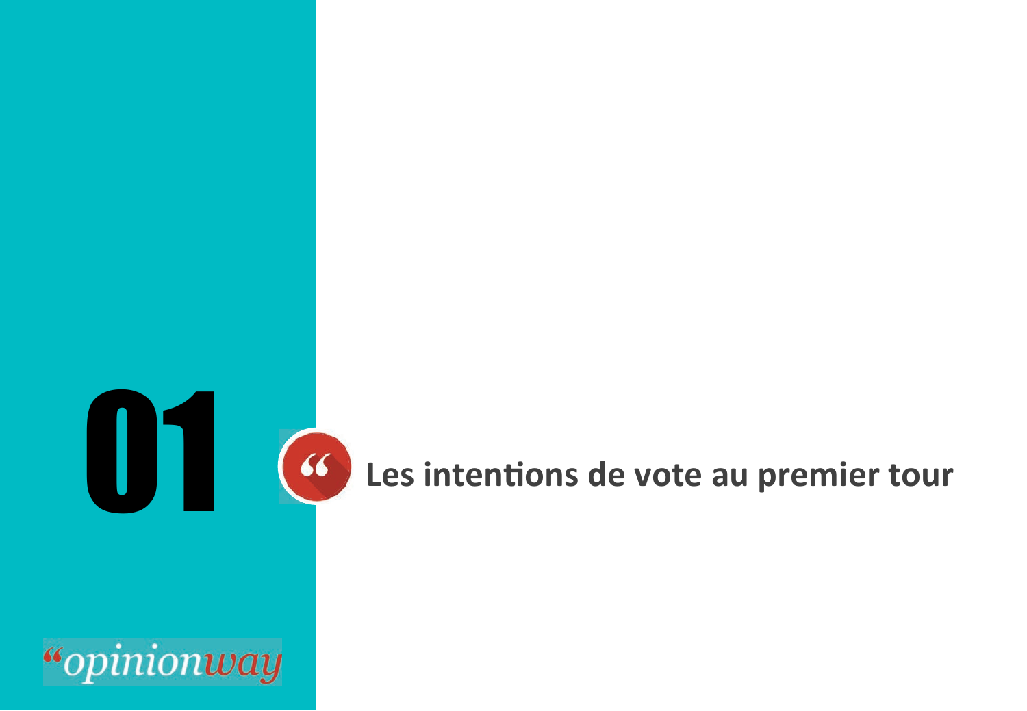# 01 Les intentions de vote au premier tour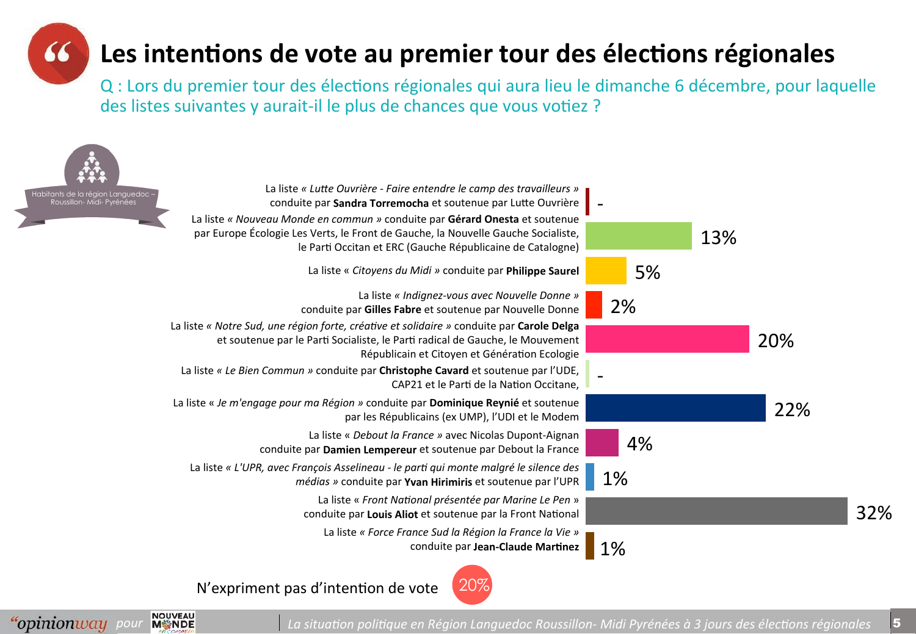# Les intentions de vote au premier tour des élections régionales

Q : Lors du premier tour des élections régionales qui aura lieu le dimanche 6 décembre, pour laquelle des listes suivantes y aurait-il le plus de chances que vous votiez ?

Habitants de la région Languedoc – Roussillon- Midi- Pyrénées

| Liste | % |
|---|---|
| La liste *« Lutte Ouvrière - Faire entendre le camp des travailleurs »* conduite par **Sandra Torremocha** et soutenue par Lutte Ouvrière | - |
| La liste *« Nouveau Monde en commun »* conduite par **Gérard Onesta** et soutenue par Europe Écologie Les Verts, le Front de Gauche, la Nouvelle Gauche Socialiste, le Parti Occitan et ERC (Gauche Républicaine de Catalogne) | 13% |
| La liste « *Citoyens du Midi* » conduite par **Philippe Saurel** | 5% |
| La liste *« Indignez-vous avec Nouvelle Donne »* conduite par **Gilles Fabre** et soutenue par Nouvelle Donne | 2% |
| La liste *« Notre Sud, une région forte, créative et solidaire »* conduite par **Carole Delga** et soutenue par le Parti Socialiste, le Parti radical de Gauche, le Mouvement Républicain et Citoyen et Génération Ecologie | 20% |
| La liste *« Le Bien Commun »* conduite par **Christophe Cavard** et soutenue par l'UDE, CAP21 et le Parti de la Nation Occitane, | - |
| La liste « *Je m'engage pour ma Région* » conduite par **Dominique Reynié** et soutenue par les Républicains (ex UMP), l'UDI et le Modem | 22% |
| La liste « *Debout la France* » avec Nicolas Dupont-Aignan conduite par **Damien Lempereur** et soutenue par Debout la France | 4% |
| La liste *« L'UPR, avec François Asselineau - le parti qui monte malgré le silence des médias »* conduite par **Yvan Hirimiris** et soutenue par l'UPR | 1% |
| La liste « *Front National présentée par Marine Le Pen* » conduite par **Louis Aliot** et soutenue par la Front National | 32% |
| La liste *« Force France Sud la Région la France la Vie »* conduite par **Jean-Claude Martinez** | 1% |

N'expriment pas d'intention de vote : 20%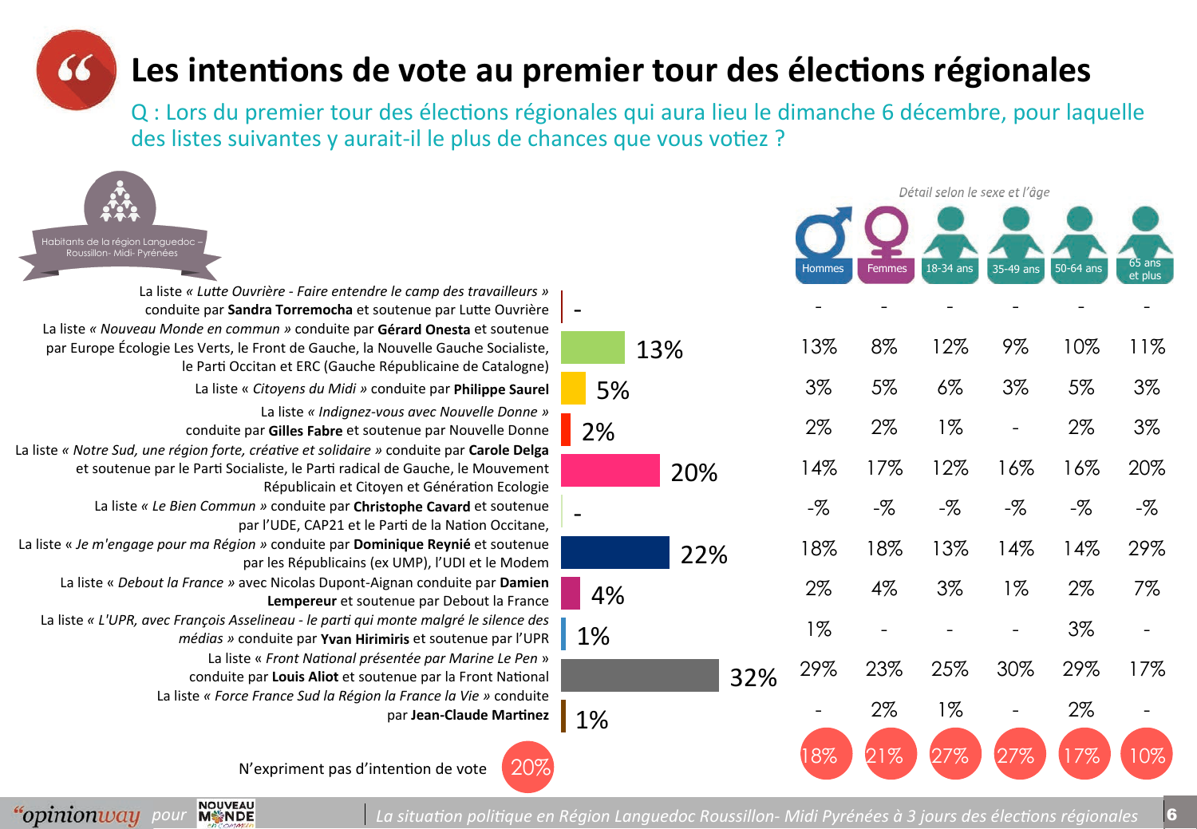# Les intentions de vote au premier tour des élections régionales

Q : Lors du premier tour des élections régionales qui aura lieu le dimanche 6 décembre, pour laquelle des listes suivantes y aurait-il le plus de chances que vous votiez ?

Habitants de la région Languedoc – Roussillon- Midi- Pyrénées

*Détail selon le sexe et l'âge*

| Liste | Ensemble | Hommes | Femmes | 18-34 ans | 35-49 ans | 50-64 ans | 65 ans et plus |
|---|---|---|---|---|---|---|---|
| La liste « *Lutte Ouvrière - Faire entendre le camp des travailleurs* » conduite par **Sandra Torremocha** et soutenue par Lutte Ouvrière | - | - | - | - | - | - | - |
| La liste « *Nouveau Monde en commun* » conduite par **Gérard Onesta** et soutenue par Europe Écologie Les Verts, le Front de Gauche, la Nouvelle Gauche Socialiste, le Parti Occitan et ERC (Gauche Républicaine de Catalogne) | 13% | 13% | 8% | 12% | 9% | 10% | 11% |
| La liste « *Citoyens du Midi* » conduite par **Philippe Saurel** | 5% | 3% | 5% | 6% | 3% | 5% | 3% |
| La liste « *Indignez-vous avec Nouvelle Donne* » conduite par **Gilles Fabre** et soutenue par Nouvelle Donne | 2% | 2% | 2% | 1% | - | 2% | 3% |
| La liste « *Notre Sud, une région forte, créative et solidaire* » conduite par **Carole Delga** et soutenue par le Parti Socialiste, le Parti radical de Gauche, le Mouvement Républicain et Citoyen et Génération Ecologie | 20% | 14% | 17% | 12% | 16% | 16% | 20% |
| La liste « *Le Bien Commun* » conduite par **Christophe Cavard** et soutenue par l'UDE, CAP21 et le Parti de la Nation Occitane, | - | -% | -% | -% | -% | -% | -% |
| La liste « *Je m'engage pour ma Région* » conduite par **Dominique Reynié** et soutenue par les Républicains (ex UMP), l'UDI et le Modem | 22% | 18% | 18% | 13% | 14% | 14% | 29% |
| La liste « *Debout la France* » avec Nicolas Dupont-Aignan conduite par **Damien Lempereur** et soutenue par Debout la France | 4% | 2% | 4% | 3% | 1% | 2% | 7% |
| La liste « *L'UPR, avec François Asselineau - le parti qui monte malgré le silence des médias* » conduite par **Yvan Hirimiris** et soutenue par l'UPR | 1% | 1% | - | - | - | 3% | - |
| La liste « *Front National présentée par Marine Le Pen* » conduite par **Louis Aliot** et soutenue par la Front National | 32% | 29% | 23% | 25% | 30% | 29% | 17% |
| La liste « *Force France Sud la Région la France la Vie* » conduite par **Jean-Claude Martinez** | 1% | - | 2% | 1% | - | 2% | - |
| N'expriment pas d'intention de vote | 20% | 18% | 21% | 27% | 27% | 17% | 10% |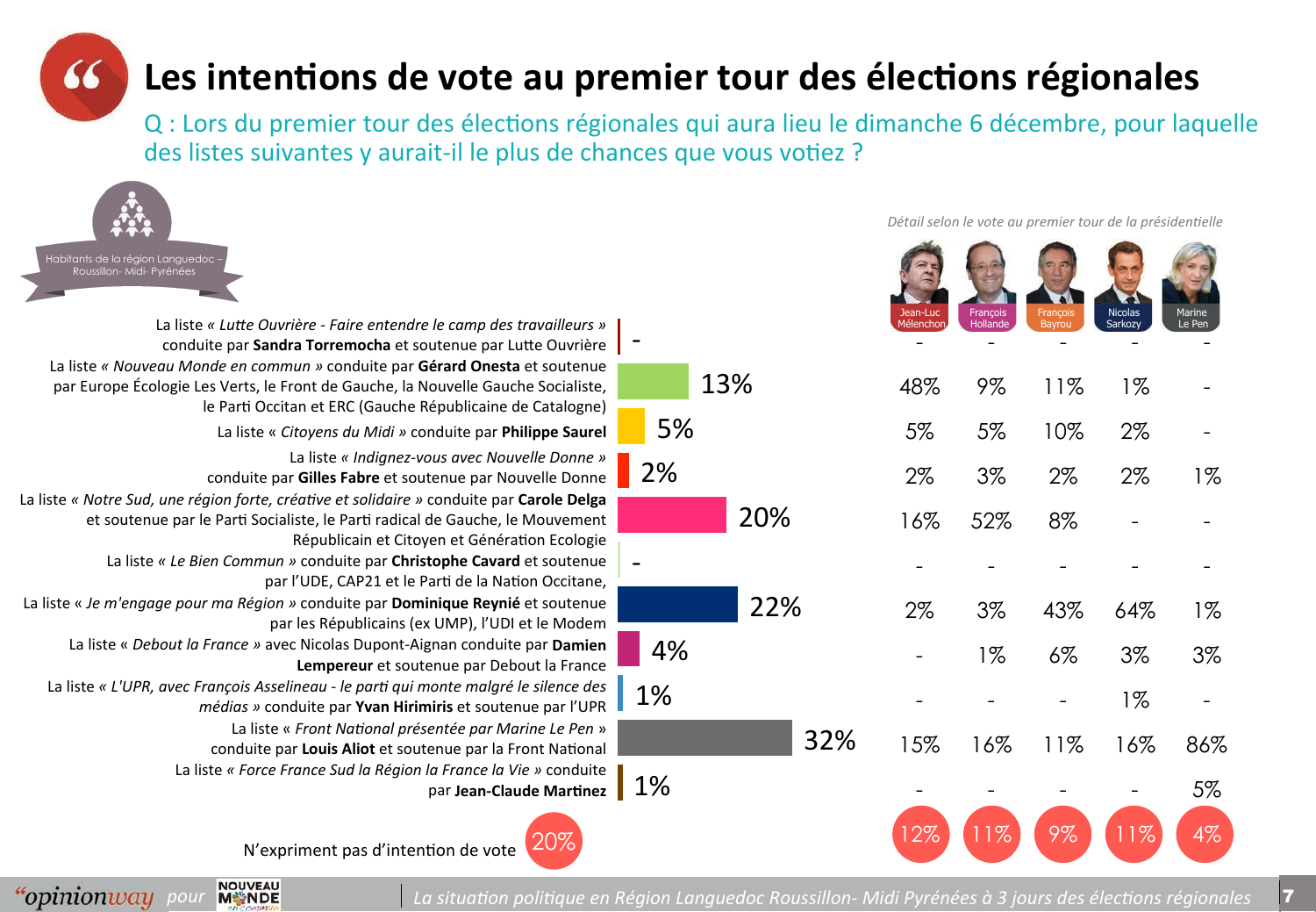# Les intentions de vote au premier tour des élections régionales

Q : Lors du premier tour des élections régionales qui aura lieu le dimanche 6 décembre, pour laquelle des listes suivantes y aurait-il le plus de chances que vous votiez ?

Habitants de la région Languedoc – Roussillon- Midi- Pyrénées

*Détail selon le vote au premier tour de la présidentielle*

| Liste | Ensemble | Jean-Luc Mélenchon | François Hollande | François Bayrou | Nicolas Sarkozy | Marine Le Pen |
|---|---|---|---|---|---|---|
| La liste *« Lutte Ouvrière - Faire entendre le camp des travailleurs »* conduite par **Sandra Torremocha** et soutenue par Lutte Ouvrière | - | - | - | - | - | - |
| La liste *« Nouveau Monde en commun »* conduite par **Gérard Onesta** et soutenue par Europe Écologie Les Verts, le Front de Gauche, la Nouvelle Gauche Socialiste, le Parti Occitan et ERC (Gauche Républicaine de Catalogne) | 13% | 48% | 9% | 11% | 1% | - |
| La liste « *Citoyens du Midi* » conduite par **Philippe Saurel** | 5% | 5% | 5% | 10% | 2% | - |
| La liste *« Indignez-vous avec Nouvelle Donne »* conduite par **Gilles Fabre** et soutenue par Nouvelle Donne | 2% | 2% | 3% | 2% | 2% | 1% |
| La liste *« Notre Sud, une région forte, créative et solidaire »* conduite par **Carole Delga** et soutenue par le Parti Socialiste, le Parti radical de Gauche, le Mouvement Républicain et Citoyen et Génération Ecologie | 20% | 16% | 52% | 8% | - | - |
| La liste *« Le Bien Commun »* conduite par **Christophe Cavard** et soutenue par l'UDE, CAP21 et le Parti de la Nation Occitane, | - | - | - | - | - | - |
| La liste « *Je m'engage pour ma Région* » conduite par **Dominique Reynié** et soutenue par les Républicains (ex UMP), l'UDI et le Modem | 22% | 2% | 3% | 43% | 64% | 1% |
| La liste « *Debout la France* » avec Nicolas Dupont-Aignan conduite par **Damien Lempereur** et soutenue par Debout la France | 4% | - | 1% | 6% | 3% | 3% |
| La liste *« L'UPR, avec François Asselineau - le parti qui monte malgré le silence des médias »* conduite par **Yvan Hirimiris** et soutenue par l'UPR | 1% | - | - | - | 1% | - |
| La liste « *Front National présentée par Marine Le Pen* » conduite par **Louis Aliot** et soutenue par la Front National | 32% | 15% | 16% | 11% | 16% | 86% |
| La liste *« Force France Sud la Région la France la Vie »* conduite par **Jean-Claude Martinez** | 1% | - | - | - | - | 5% |
| N'expriment pas d'intention de vote | 20% | 12% | 11% | 9% | 11% | 4% |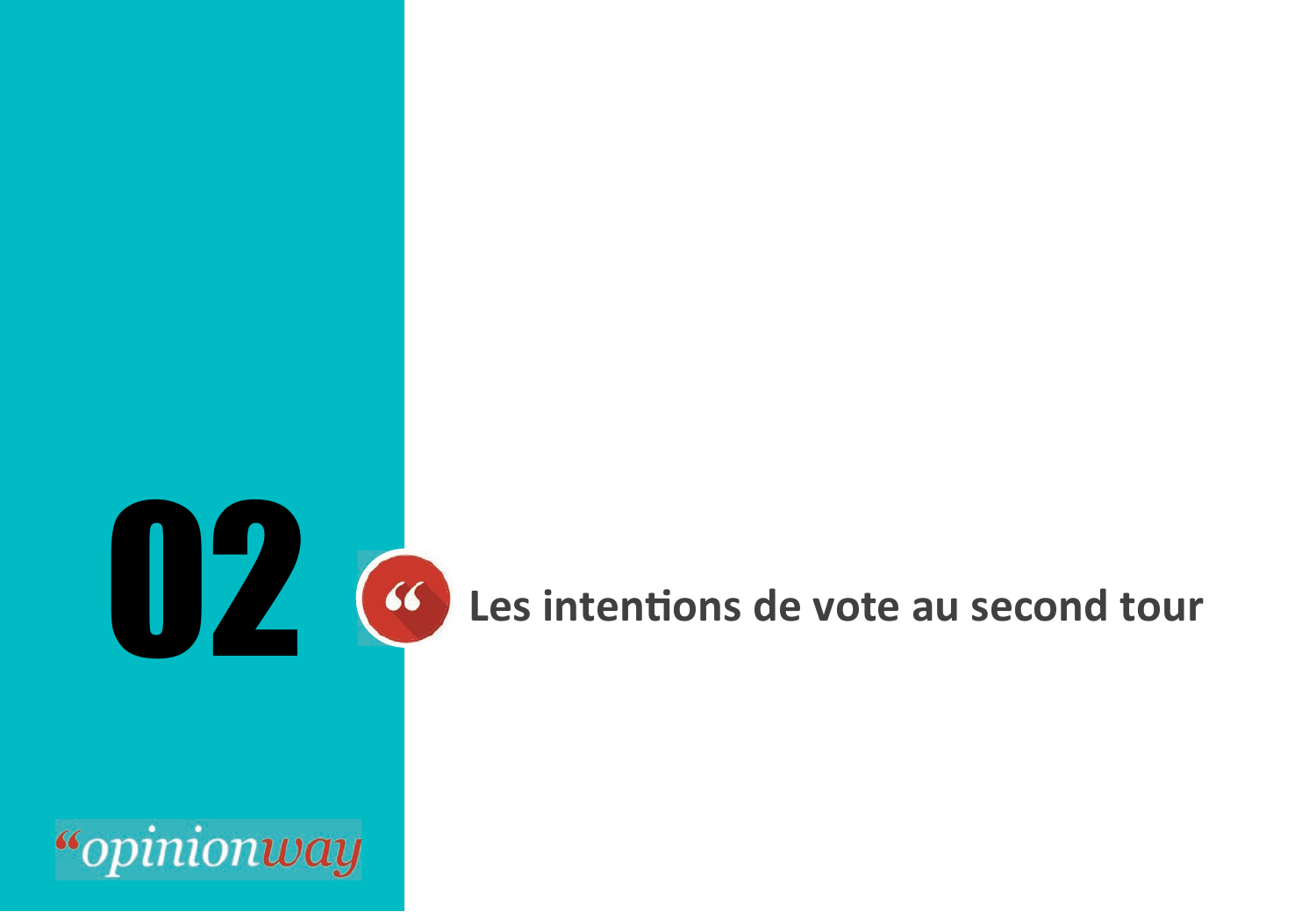# 02 Les intentions de vote au second tour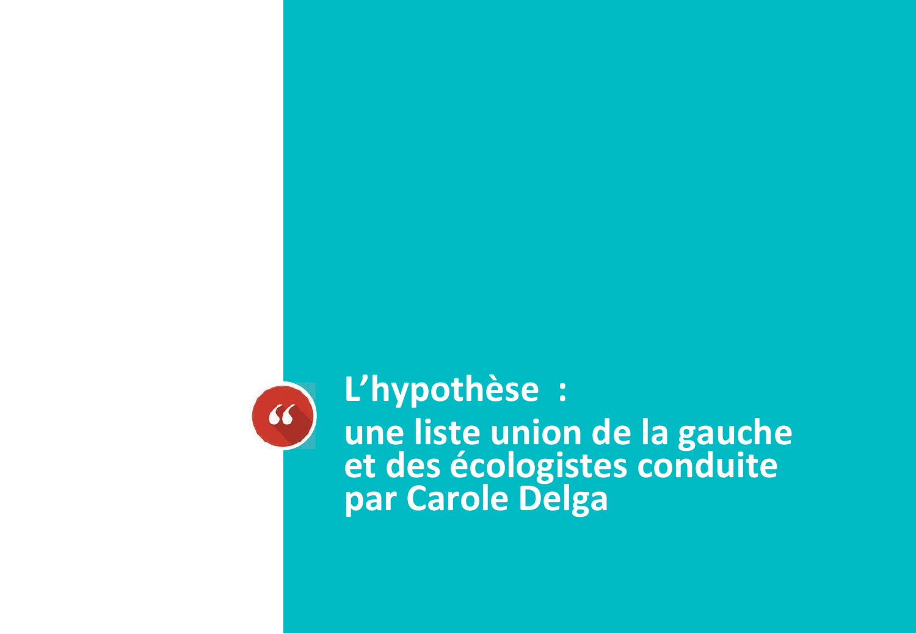## L'hypothèse :

## une liste union de la gauche et des écologistes conduite par Carole Delga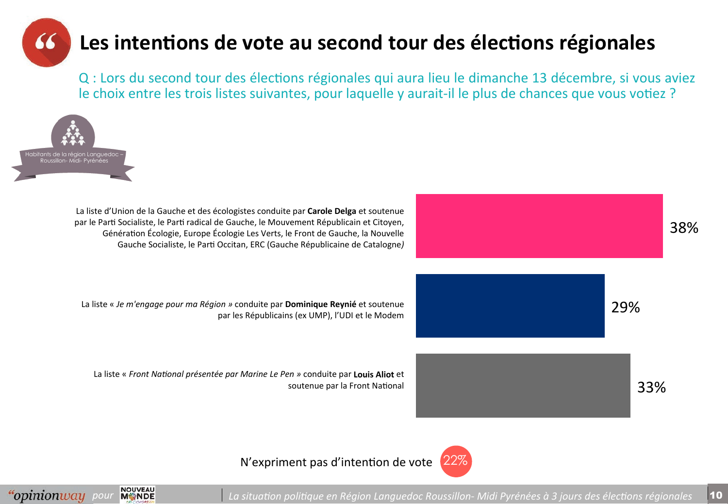# Les intentions de vote au second tour des élections régionales

Q : Lors du second tour des élections régionales qui aura lieu le dimanche 13 décembre, si vous aviez le choix entre les trois listes suivantes, pour laquelle y aurait-il le plus de chances que vous votiez ?

Habitants de la région Languedoc – Roussillon- Midi- Pyrénées

| Liste | % |
|---|---|
| La liste d'Union de la Gauche et des écologistes conduite par **Carole Delga** et soutenue par le Parti Socialiste, le Parti radical de Gauche, le Mouvement Républicain et Citoyen, Génération Écologie, Europe Écologie Les Verts, le Front de Gauche, la Nouvelle Gauche Socialiste, le Parti Occitan, ERC (Gauche Républicaine de Catalogne) | 38% |
| La liste « *Je m'engage pour ma Région* » conduite par **Dominique Reynié** et soutenue par les Républicains (ex UMP), l'UDI et le Modem | 29% |
| La liste « *Front National présentée par Marine Le Pen* » conduite par **Louis Aliot** et soutenue par la Front National | 33% |

N'expriment pas d'intention de vote : 22%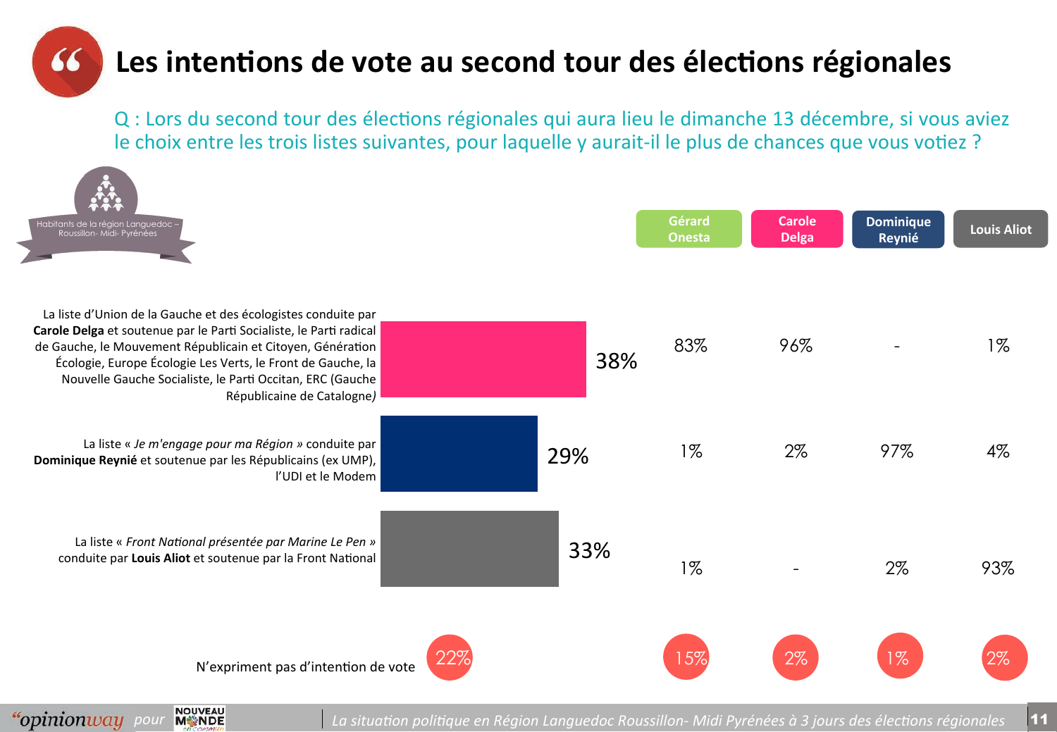# Les intentions de vote au second tour des élections régionales

Q : Lors du second tour des élections régionales qui aura lieu le dimanche 13 décembre, si vous aviez le choix entre les trois listes suivantes, pour laquelle y aurait-il le plus de chances que vous votiez ?

Habitants de la région Languedoc – Roussillon- Midi- Pyrénées

| | Total | Gérard Onesta | Carole Delga | Dominique Reynié | Louis Aliot |
|---|---|---|---|---|---|
| La liste d'Union de la Gauche et des écologistes conduite par **Carole Delga** et soutenue par le Parti Socialiste, le Parti radical de Gauche, le Mouvement Républicain et Citoyen, Génération Écologie, Europe Écologie Les Verts, le Front de Gauche, la Nouvelle Gauche Socialiste, le Parti Occitan, ERC (Gauche Républicaine de Catalogne*)* | 38% | 83% | 96% | - | 1% |
| La liste « *Je m'engage pour ma Région* » conduite par **Dominique Reynié** et soutenue par les Républicains (ex UMP), l'UDI et le Modem | 29% | 1% | 2% | 97% | 4% |
| La liste « *Front National présentée par Marine Le Pen* » conduite par **Louis Aliot** et soutenue par la Front National | 33% | 1% | - | 2% | 93% |
| N'expriment pas d'intention de vote | 22% | 15% | 2% | 1% | 2% |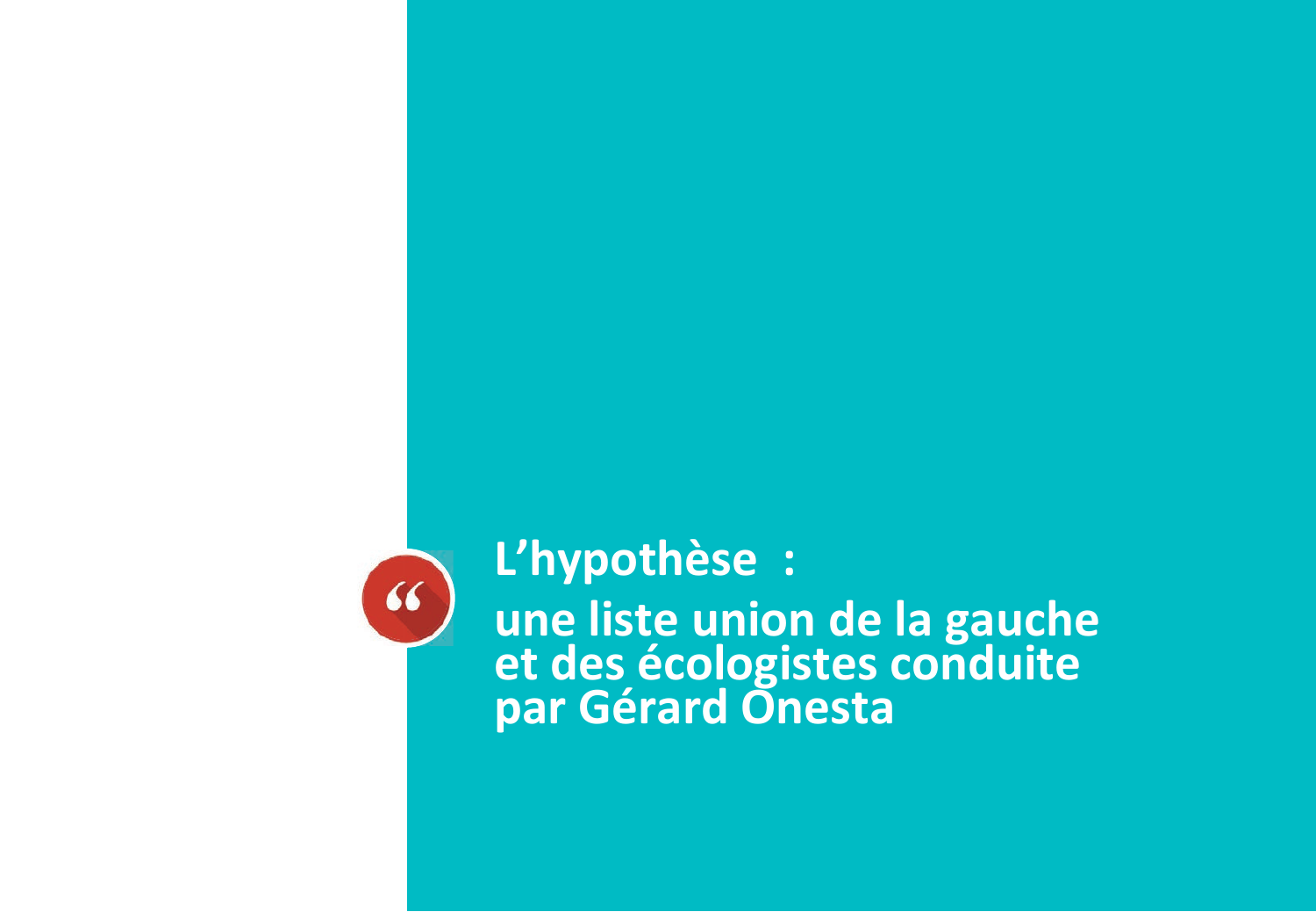## L’hypothèse :

## une liste union de la gauche et des écologistes conduite par Gérard Onesta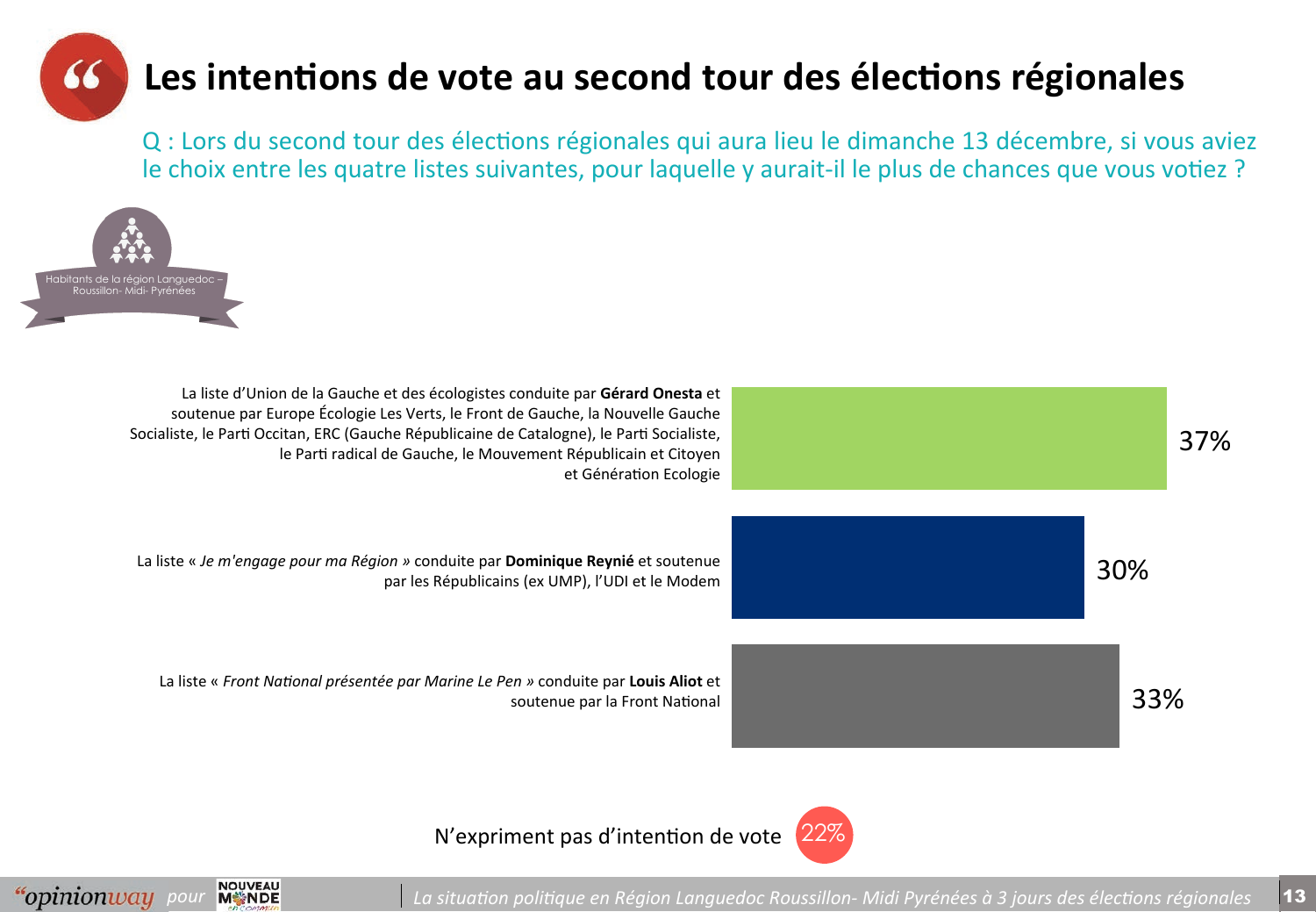# Les intentions de vote au second tour des élections régionales

Q : Lors du second tour des élections régionales qui aura lieu le dimanche 13 décembre, si vous aviez le choix entre les quatre listes suivantes, pour laquelle y aurait-il le plus de chances que vous votiez ?

Habitants de la région Languedoc – Roussillon- Midi- Pyrénées

| Liste | % |
| --- | --- |
| La liste d'Union de la Gauche et des écologistes conduite par **Gérard Onesta** et soutenue par Europe Écologie Les Verts, le Front de Gauche, la Nouvelle Gauche Socialiste, le Parti Occitan, ERC (Gauche Républicaine de Catalogne), le Parti Socialiste, le Parti radical de Gauche, le Mouvement Républicain et Citoyen et Génération Ecologie | 37% |
| La liste « *Je m'engage pour ma Région* » conduite par **Dominique Reynié** et soutenue par les Républicains (ex UMP), l'UDI et le Modem | 30% |
| La liste « *Front National présentée par Marine Le Pen* » conduite par **Louis Aliot** et soutenue par la Front National | 33% |

N'expriment pas d'intention de vote 22%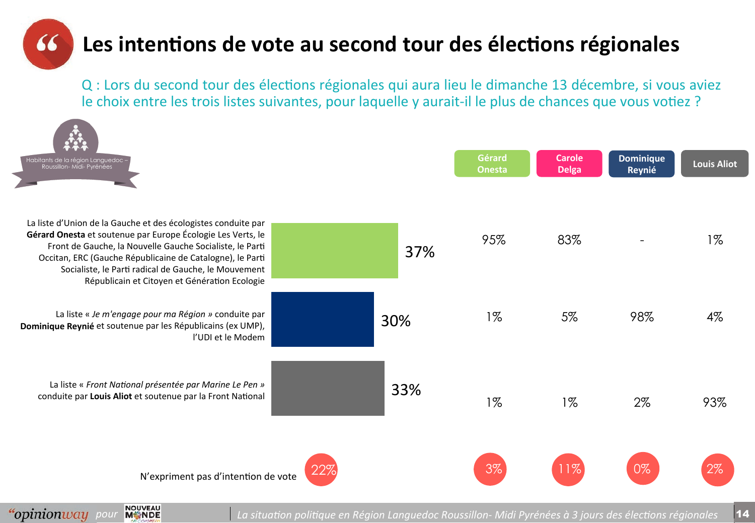# Les intentions de vote au second tour des élections régionales

Q : Lors du second tour des élections régionales qui aura lieu le dimanche 13 décembre, si vous aviez le choix entre les trois listes suivantes, pour laquelle y aurait-il le plus de chances que vous votiez ?

Habitants de la région Languedoc – Roussillon- Midi- Pyrénées

| | Total | Gérard Onesta | Carole Delga | Dominique Reynié | Louis Aliot |
|---|---|---|---|---|---|
| La liste d'Union de la Gauche et des écologistes conduite par **Gérard Onesta** et soutenue par Europe Écologie Les Verts, le Front de Gauche, la Nouvelle Gauche Socialiste, le Parti Occitan, ERC (Gauche République de Catalogne), le Parti Socialiste, le Parti radical de Gauche, le Mouvement Républicain et Citoyen et Génération Ecologie | 37% | 95% | 83% | - | 1% |
| La liste « *Je m'engage pour ma Région* » conduite par **Dominique Reynié** et soutenue par les Républicains (ex UMP), l'UDI et le Modem | 30% | 1% | 5% | 98% | 4% |
| La liste « *Front National présentée par Marine Le Pen* » conduite par **Louis Aliot** et soutenue par la Front National | 33% | 1% | 1% | 2% | 93% |
| N'expriment pas d'intention de vote | 22% | 3% | 11% | 0% | 2% |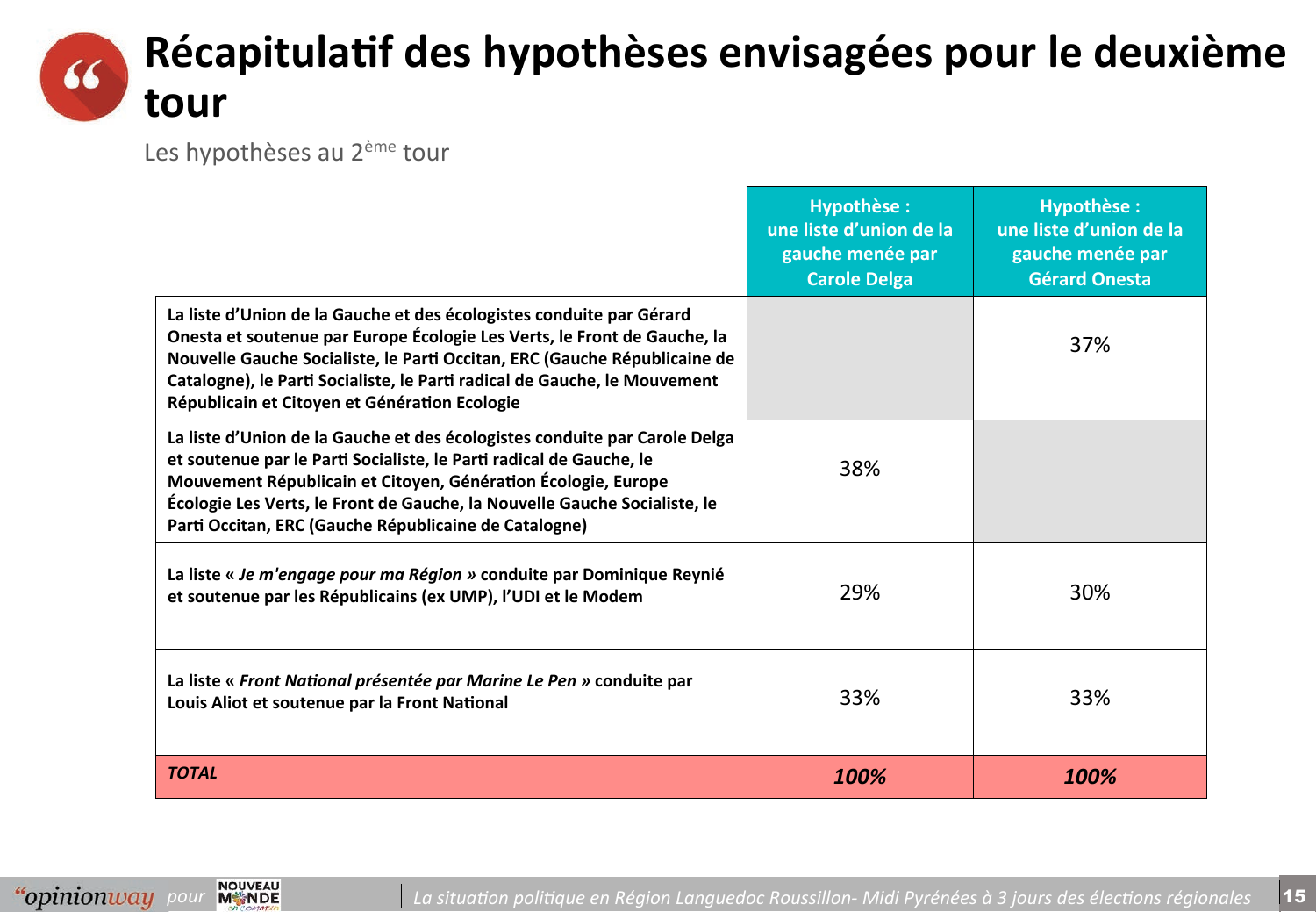# Récapitulatif des hypothèses envisagées pour le deuxième tour

Les hypothèses au 2ème tour

| | Hypothèse : une liste d'union de la gauche menée par Carole Delga | Hypothèse : une liste d'union de la gauche menée par Gérard Onesta |
|---|---|---|
| **La liste d'Union de la Gauche et des écologistes conduite par Gérard Onesta et soutenue par Europe Écologie Les Verts, le Front de Gauche, la Nouvelle Gauche Socialiste, le Parti Occitan, ERC (Gauche Républicaine de Catalogne), le Parti Socialiste, le Parti radical de Gauche, le Mouvement Républicain et Citoyen et Génération Ecologie** | | 37% |
| **La liste d'Union de la Gauche et des écologistes conduite par Carole Delga et soutenue par le Parti Socialiste, le Parti radical de Gauche, le Mouvement Républicain et Citoyen, Génération Écologie, Europe Écologie Les Verts, le Front de Gauche, la Nouvelle Gauche Socialiste, le Parti Occitan, ERC (Gauche Républicaine de Catalogne)** | 38% | |
| **La liste « *Je m'engage pour ma Région* » conduite par Dominique Reynié et soutenue par les Républicains (ex UMP), l'UDI et le Modem** | 29% | 30% |
| **La liste « *Front National présentée par Marine Le Pen* » conduite par Louis Aliot et soutenue par la Front National** | 33% | 33% |
| ***TOTAL*** | ***100%*** | ***100%*** |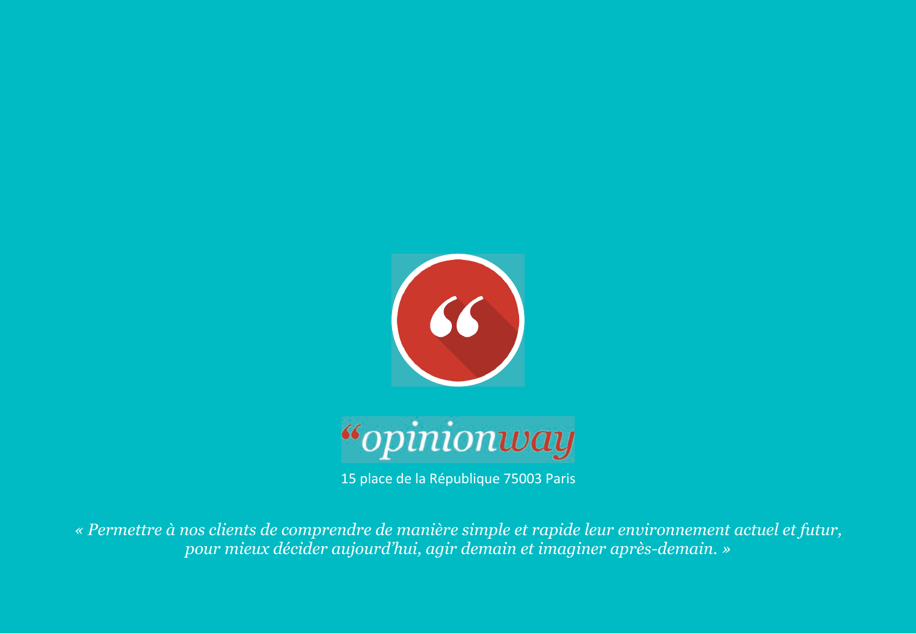“opinionway

15 place de la République 75003 Paris

*« Permettre à nos clients de comprendre de manière simple et rapide leur environnement actuel et futur, pour mieux décider aujourd’hui, agir demain et imaginer après-demain. »*